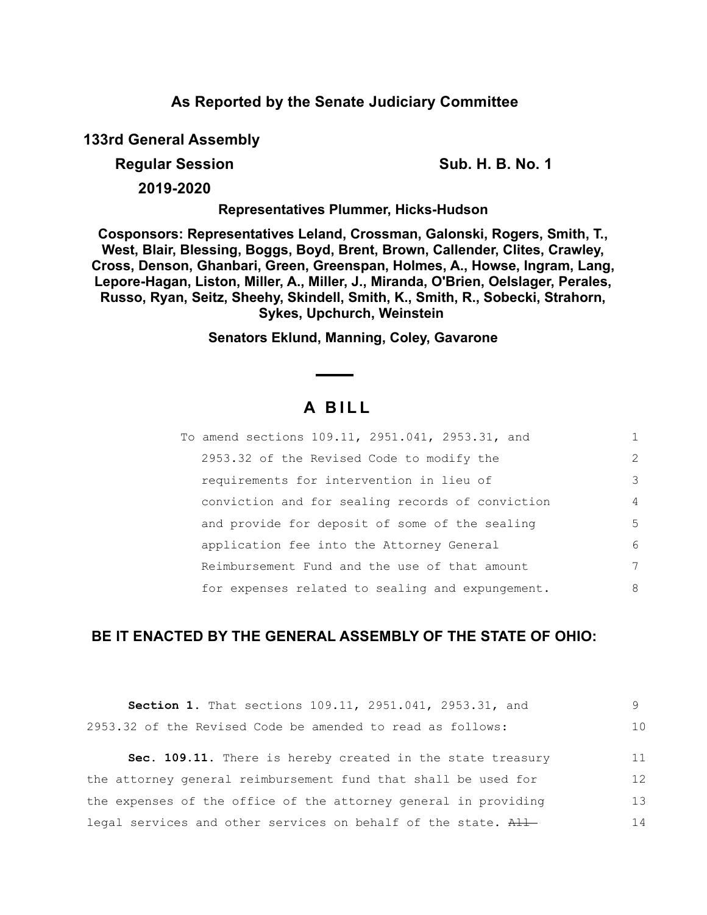**As Reported by the Senate Judiciary Committee**

**133rd General Assembly**

**Regular Session** **Sub. H. B. No. 1**

**2019-2020**

**Representatives Plummer, Hicks-Hudson**

**Cosponsors: Representatives Leland, Crossman, Galonski, Rogers, Smith, T., West, Blair, Blessing, Boggs, Boyd, Brent, Brown, Callender, Clites, Crawley, Cross, Denson, Ghanbari, Green, Greenspan, Holmes, A., Howse, Ingram, Lang, Lepore-Hagan, Liston, Miller, A., Miller, J., Miranda, O'Brien, Oelslager, Perales, Russo, Ryan, Seitz, Sheehy, Skindell, Smith, K., Smith, R., Sobecki, Strahorn, Sykes, Upchurch, Weinstein**

**Senators Eklund, Manning, Coley, Gavarone**

# A BILL

To amend sections 109.11, 2951.041, 2953.31, and 2953.32 of the Revised Code to modify the requirements for intervention in lieu of conviction and for sealing records of conviction and provide for deposit of some of the sealing application fee into the Attorney General Reimbursement Fund and the use of that amount for expenses related to sealing and expungement. 1 2 3 4 5 6 7 8

**BE IT ENACTED BY THE GENERAL ASSEMBLY OF THE STATE OF OHIO:**

**Section 1.** That sections 109.11, 2951.041, 2953.31, and 2953.32 of the Revised Code be amended to read as follows: 9 10

**Sec. 109.11.** There is hereby created in the state treasury the attorney general reimbursement fund that shall be used for the expenses of the office of the attorney general in providing legal services and other services on behalf of the state. ~~All~~ 11 12 13 14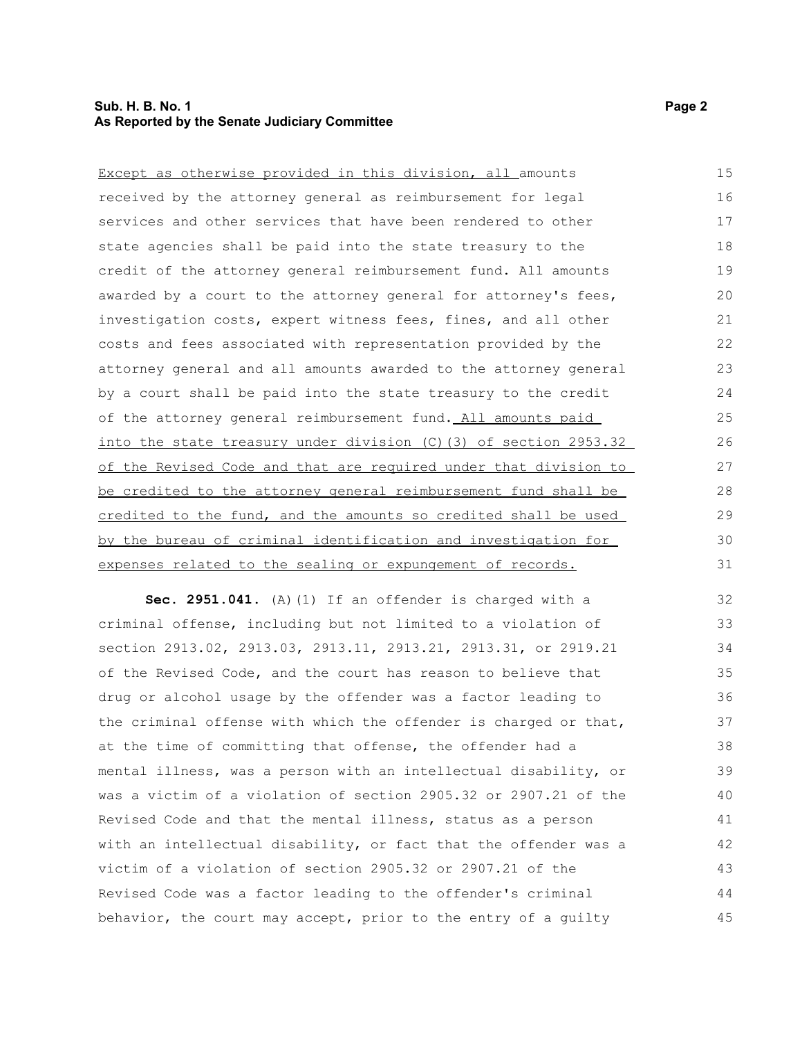Except as otherwise provided in this division, all amounts received by the attorney general as reimbursement for legal services and other services that have been rendered to other state agencies shall be paid into the state treasury to the credit of the attorney general reimbursement fund. All amounts awarded by a court to the attorney general for attorney's fees, investigation costs, expert witness fees, fines, and all other costs and fees associated with representation provided by the attorney general and all amounts awarded to the attorney general by a court shall be paid into the state treasury to the credit of the attorney general reimbursement fund. All amounts paid into the state treasury under division (C)(3) of section 2953.32 of the Revised Code and that are required under that division to be credited to the attorney general reimbursement fund shall be credited to the fund, and the amounts so credited shall be used by the bureau of criminal identification and investigation for expenses related to the sealing or expungement of records.

**Sec. 2951.041.** (A)(1) If an offender is charged with a criminal offense, including but not limited to a violation of section 2913.02, 2913.03, 2913.11, 2913.21, 2913.31, or 2919.21 of the Revised Code, and the court has reason to believe that drug or alcohol usage by the offender was a factor leading to the criminal offense with which the offender is charged or that, at the time of committing that offense, the offender had a mental illness, was a person with an intellectual disability, or was a victim of a violation of section 2905.32 or 2907.21 of the Revised Code and that the mental illness, status as a person with an intellectual disability, or fact that the offender was a victim of a violation of section 2905.32 or 2907.21 of the Revised Code was a factor leading to the offender's criminal behavior, the court may accept, prior to the entry of a guilty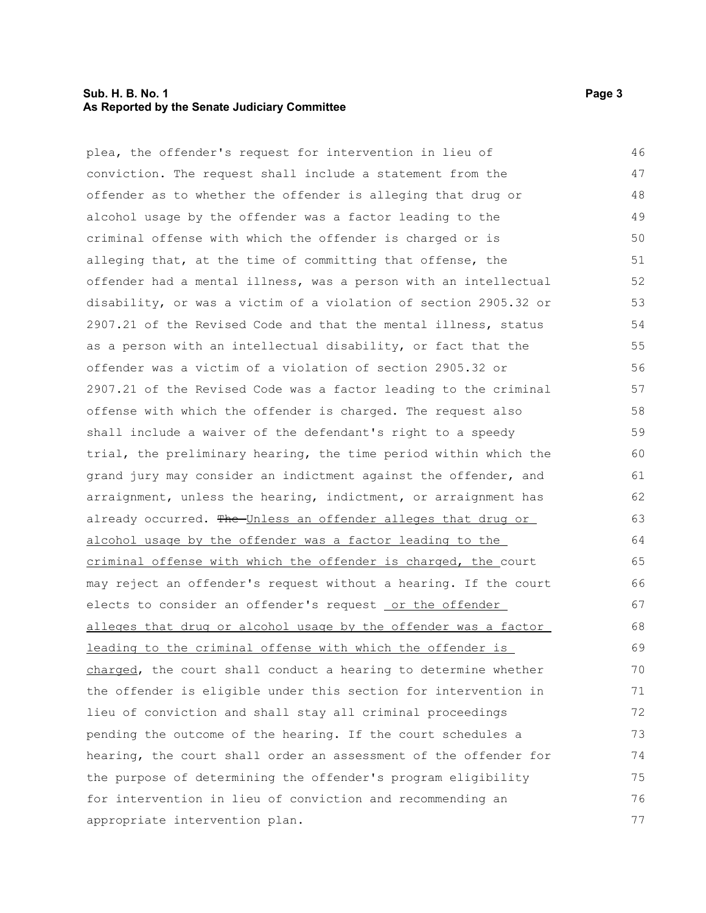plea, the offender's request for intervention in lieu of conviction. The request shall include a statement from the offender as to whether the offender is alleging that drug or alcohol usage by the offender was a factor leading to the criminal offense with which the offender is charged or is alleging that, at the time of committing that offense, the offender had a mental illness, was a person with an intellectual disability, or was a victim of a violation of section 2905.32 or 2907.21 of the Revised Code and that the mental illness, status as a person with an intellectual disability, or fact that the offender was a victim of a violation of section 2905.32 or 2907.21 of the Revised Code was a factor leading to the criminal offense with which the offender is charged. The request also shall include a waiver of the defendant's right to a speedy trial, the preliminary hearing, the time period within which the grand jury may consider an indictment against the offender, and arraignment, unless the hearing, indictment, or arraignment has already occurred. ~~The~~ <u>Unless an offender alleges that drug or alcohol usage by the offender was a factor leading to the criminal offense with which the offender is charged, the</u> court may reject an offender's request without a hearing. If the court elects to consider an offender's request <u>or the offender alleges that drug or alcohol usage by the offender was a factor leading to the criminal offense with which the offender is charged</u>, the court shall conduct a hearing to determine whether the offender is eligible under this section for intervention in lieu of conviction and shall stay all criminal proceedings pending the outcome of the hearing. If the court schedules a hearing, the court shall order an assessment of the offender for the purpose of determining the offender's program eligibility for intervention in lieu of conviction and recommending an appropriate intervention plan.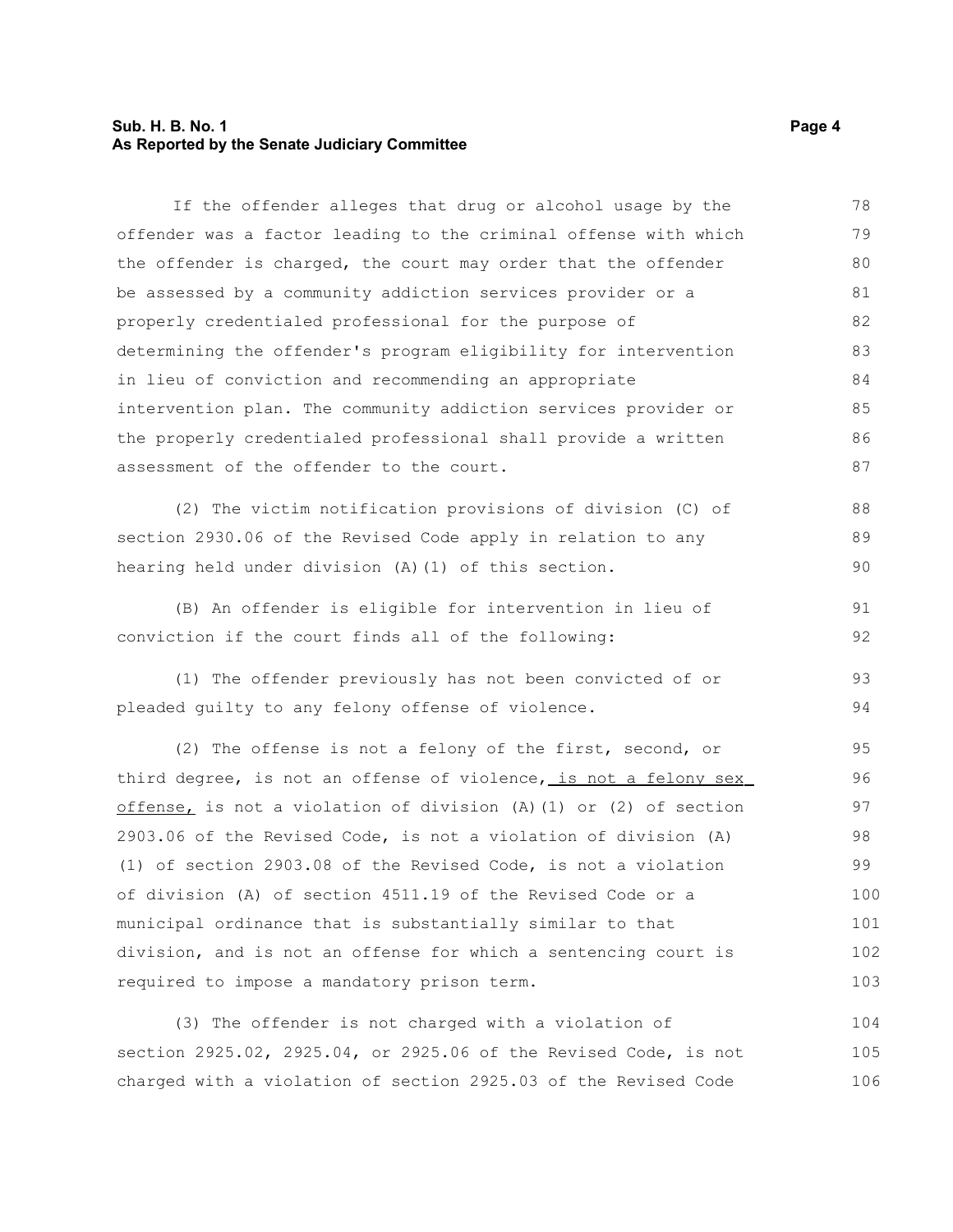If the offender alleges that drug or alcohol usage by the offender was a factor leading to the criminal offense with which the offender is charged, the court may order that the offender be assessed by a community addiction services provider or a properly credentialed professional for the purpose of determining the offender's program eligibility for intervention in lieu of conviction and recommending an appropriate intervention plan. The community addiction services provider or the properly credentialed professional shall provide a written assessment of the offender to the court.

(2) The victim notification provisions of division (C) of section 2930.06 of the Revised Code apply in relation to any hearing held under division (A)(1) of this section.

(B) An offender is eligible for intervention in lieu of conviction if the court finds all of the following:

(1) The offender previously has not been convicted of or pleaded guilty to any felony offense of violence.

(2) The offense is not a felony of the first, second, or third degree, is not an offense of violence, <u>is not a felony sex offense,</u> is not a violation of division (A)(1) or (2) of section 2903.06 of the Revised Code, is not a violation of division (A)(1) of section 2903.08 of the Revised Code, is not a violation of division (A) of section 4511.19 of the Revised Code or a municipal ordinance that is substantially similar to that division, and is not an offense for which a sentencing court is required to impose a mandatory prison term.

(3) The offender is not charged with a violation of section 2925.02, 2925.04, or 2925.06 of the Revised Code, is not charged with a violation of section 2925.03 of the Revised Code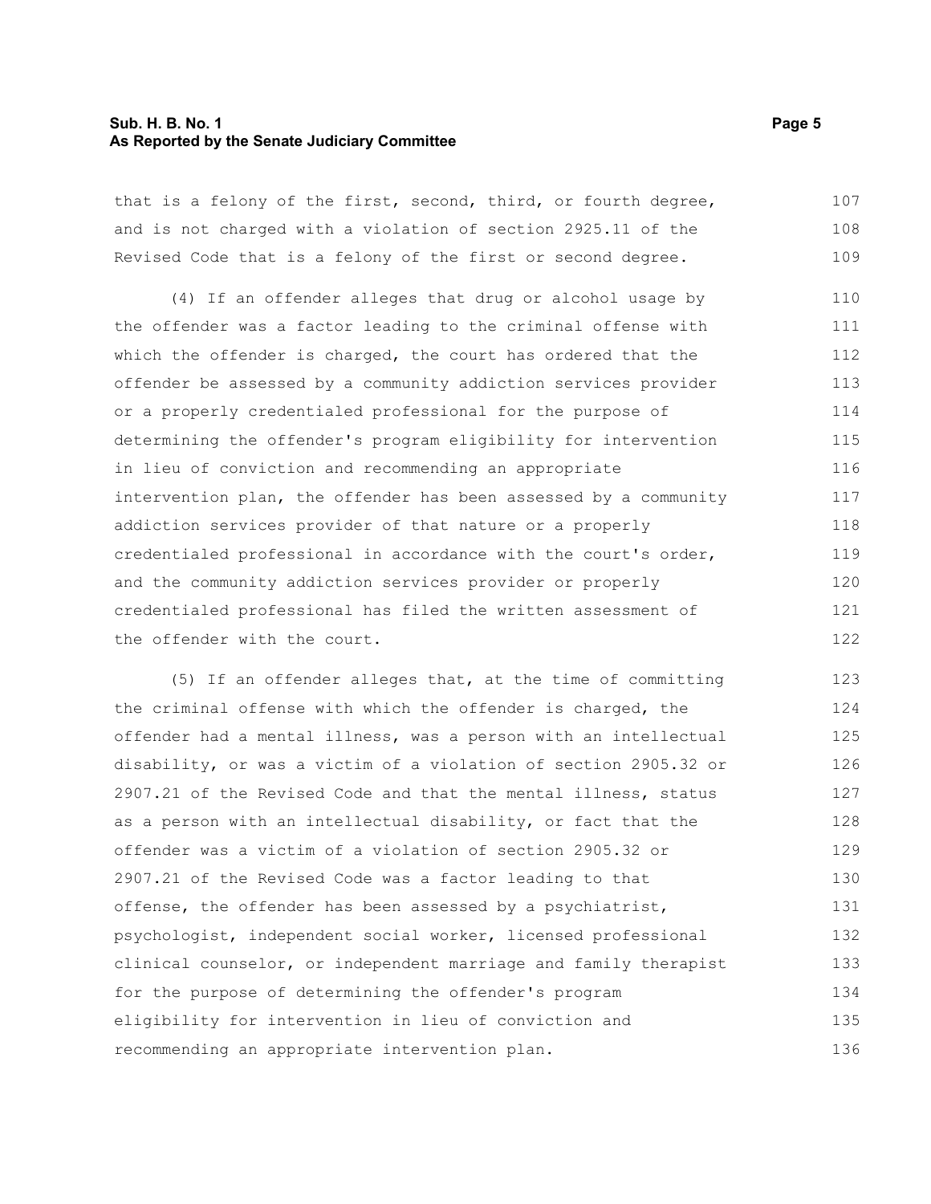that is a felony of the first, second, third, or fourth degree, and is not charged with a violation of section 2925.11 of the Revised Code that is a felony of the first or second degree.

(4) If an offender alleges that drug or alcohol usage by the offender was a factor leading to the criminal offense with which the offender is charged, the court has ordered that the offender be assessed by a community addiction services provider or a properly credentialed professional for the purpose of determining the offender's program eligibility for intervention in lieu of conviction and recommending an appropriate intervention plan, the offender has been assessed by a community addiction services provider of that nature or a properly credentialed professional in accordance with the court's order, and the community addiction services provider or properly credentialed professional has filed the written assessment of the offender with the court.

(5) If an offender alleges that, at the time of committing the criminal offense with which the offender is charged, the offender had a mental illness, was a person with an intellectual disability, or was a victim of a violation of section 2905.32 or 2907.21 of the Revised Code and that the mental illness, status as a person with an intellectual disability, or fact that the offender was a victim of a violation of section 2905.32 or 2907.21 of the Revised Code was a factor leading to that offense, the offender has been assessed by a psychiatrist, psychologist, independent social worker, licensed professional clinical counselor, or independent marriage and family therapist for the purpose of determining the offender's program eligibility for intervention in lieu of conviction and recommending an appropriate intervention plan.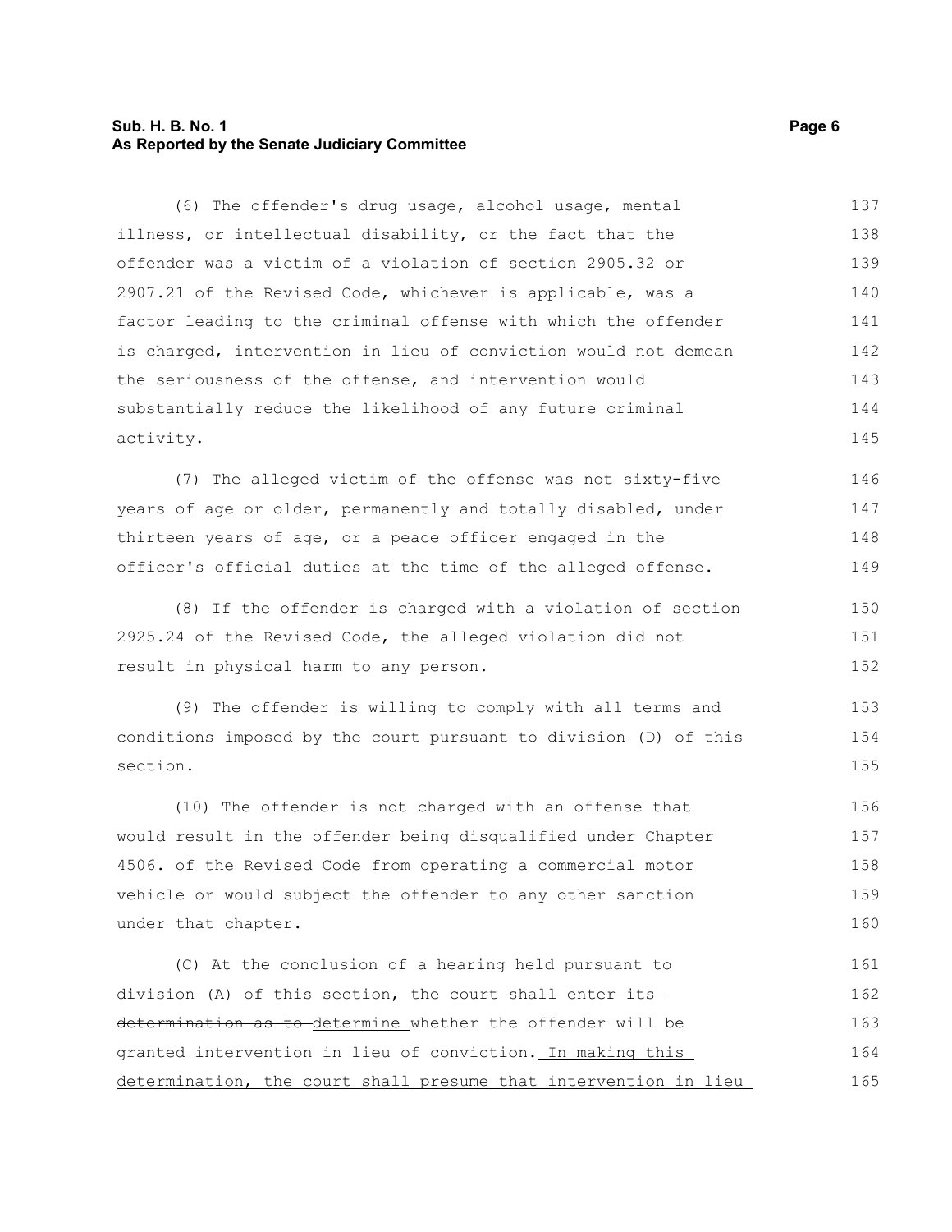(6) The offender's drug usage, alcohol usage, mental illness, or intellectual disability, or the fact that the offender was a victim of a violation of section 2905.32 or 2907.21 of the Revised Code, whichever is applicable, was a factor leading to the criminal offense with which the offender is charged, intervention in lieu of conviction would not demean the seriousness of the offense, and intervention would substantially reduce the likelihood of any future criminal activity.

(7) The alleged victim of the offense was not sixty-five years of age or older, permanently and totally disabled, under thirteen years of age, or a peace officer engaged in the officer's official duties at the time of the alleged offense.

(8) If the offender is charged with a violation of section 2925.24 of the Revised Code, the alleged violation did not result in physical harm to any person.

(9) The offender is willing to comply with all terms and conditions imposed by the court pursuant to division (D) of this section.

(10) The offender is not charged with an offense that would result in the offender being disqualified under Chapter 4506. of the Revised Code from operating a commercial motor vehicle or would subject the offender to any other sanction under that chapter.

(C) At the conclusion of a hearing held pursuant to division (A) of this section, the court shall ~~enter its determination as to~~ determine whether the offender will be granted intervention in lieu of conviction. In making this determination, the court shall presume that intervention in lieu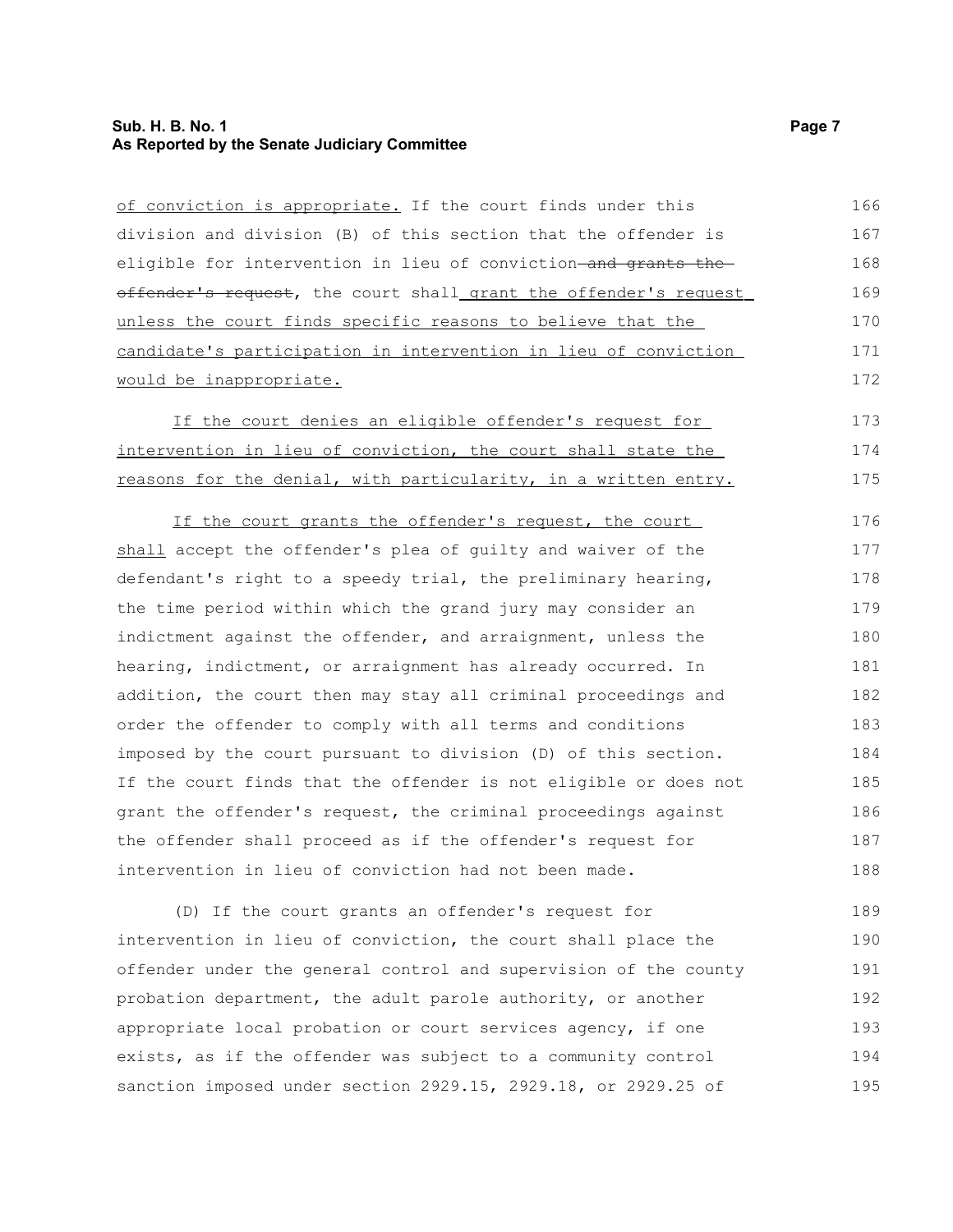of conviction is appropriate. If the court finds under this division and division (B) of this section that the offender is eligible for intervention in lieu of conviction ~~and grants the offender's request~~, the court shall grant the offender's request unless the court finds specific reasons to believe that the candidate's participation in intervention in lieu of conviction would be inappropriate.

If the court denies an eligible offender's request for intervention in lieu of conviction, the court shall state the reasons for the denial, with particularity, in a written entry.

If the court grants the offender's request, the court shall accept the offender's plea of guilty and waiver of the defendant's right to a speedy trial, the preliminary hearing, the time period within which the grand jury may consider an indictment against the offender, and arraignment, unless the hearing, indictment, or arraignment has already occurred. In addition, the court then may stay all criminal proceedings and order the offender to comply with all terms and conditions imposed by the court pursuant to division (D) of this section. If the court finds that the offender is not eligible or does not grant the offender's request, the criminal proceedings against the offender shall proceed as if the offender's request for intervention in lieu of conviction had not been made.

(D) If the court grants an offender's request for intervention in lieu of conviction, the court shall place the offender under the general control and supervision of the county probation department, the adult parole authority, or another appropriate local probation or court services agency, if one exists, as if the offender was subject to a community control sanction imposed under section 2929.15, 2929.18, or 2929.25 of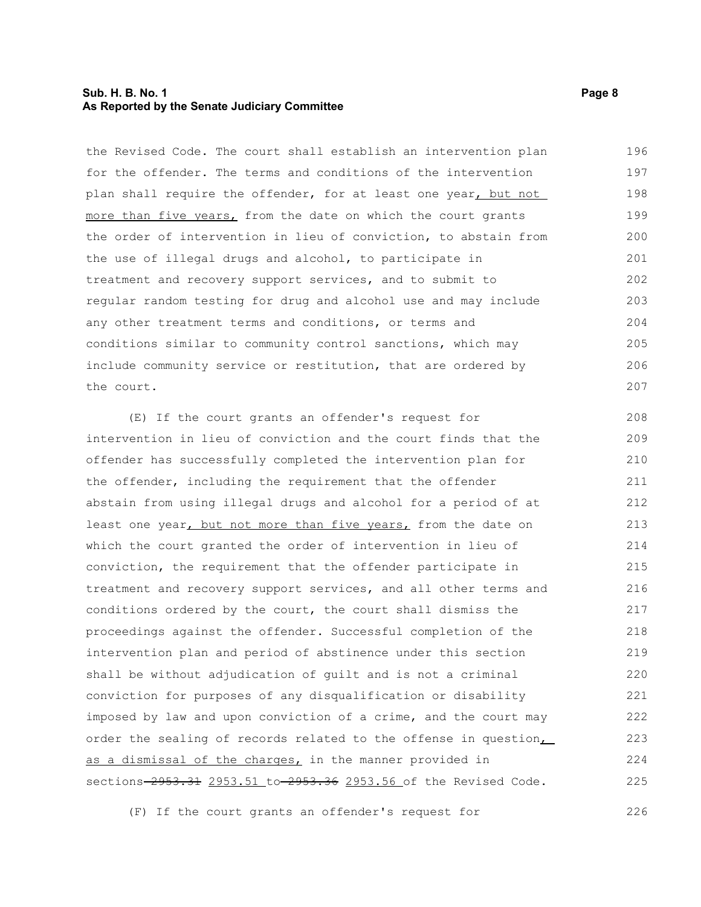the Revised Code. The court shall establish an intervention plan for the offender. The terms and conditions of the intervention plan shall require the offender, for at least one year, but not more than five years, from the date on which the court grants the order of intervention in lieu of conviction, to abstain from the use of illegal drugs and alcohol, to participate in treatment and recovery support services, and to submit to regular random testing for drug and alcohol use and may include any other treatment terms and conditions, or terms and conditions similar to community control sanctions, which may include community service or restitution, that are ordered by the court.

(E) If the court grants an offender's request for intervention in lieu of conviction and the court finds that the offender has successfully completed the intervention plan for the offender, including the requirement that the offender abstain from using illegal drugs and alcohol for a period of at least one year, but not more than five years, from the date on which the court granted the order of intervention in lieu of conviction, the requirement that the offender participate in treatment and recovery support services, and all other terms and conditions ordered by the court, the court shall dismiss the proceedings against the offender. Successful completion of the intervention plan and period of abstinence under this section shall be without adjudication of guilt and is not a criminal conviction for purposes of any disqualification or disability imposed by law and upon conviction of a crime, and the court may order the sealing of records related to the offense in question, as a dismissal of the charges, in the manner provided in sections ~~2953.31~~ 2953.51 to ~~2953.36~~ 2953.56 of the Revised Code.

(F) If the court grants an offender's request for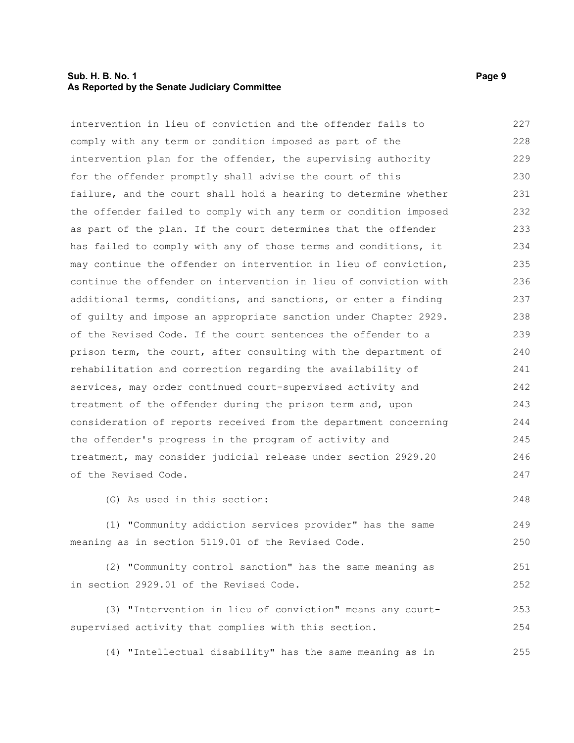intervention in lieu of conviction and the offender fails to comply with any term or condition imposed as part of the intervention plan for the offender, the supervising authority for the offender promptly shall advise the court of this failure, and the court shall hold a hearing to determine whether the offender failed to comply with any term or condition imposed as part of the plan. If the court determines that the offender has failed to comply with any of those terms and conditions, it may continue the offender on intervention in lieu of conviction, continue the offender on intervention in lieu of conviction with additional terms, conditions, and sanctions, or enter a finding of guilty and impose an appropriate sanction under Chapter 2929. of the Revised Code. If the court sentences the offender to a prison term, the court, after consulting with the department of rehabilitation and correction regarding the availability of services, may order continued court-supervised activity and treatment of the offender during the prison term and, upon consideration of reports received from the department concerning the offender's progress in the program of activity and treatment, may consider judicial release under section 2929.20 of the Revised Code.

(G) As used in this section:

(1) "Community addiction services provider" has the same meaning as in section 5119.01 of the Revised Code.

(2) "Community control sanction" has the same meaning as in section 2929.01 of the Revised Code.

(3) "Intervention in lieu of conviction" means any court-supervised activity that complies with this section.

(4) "Intellectual disability" has the same meaning as in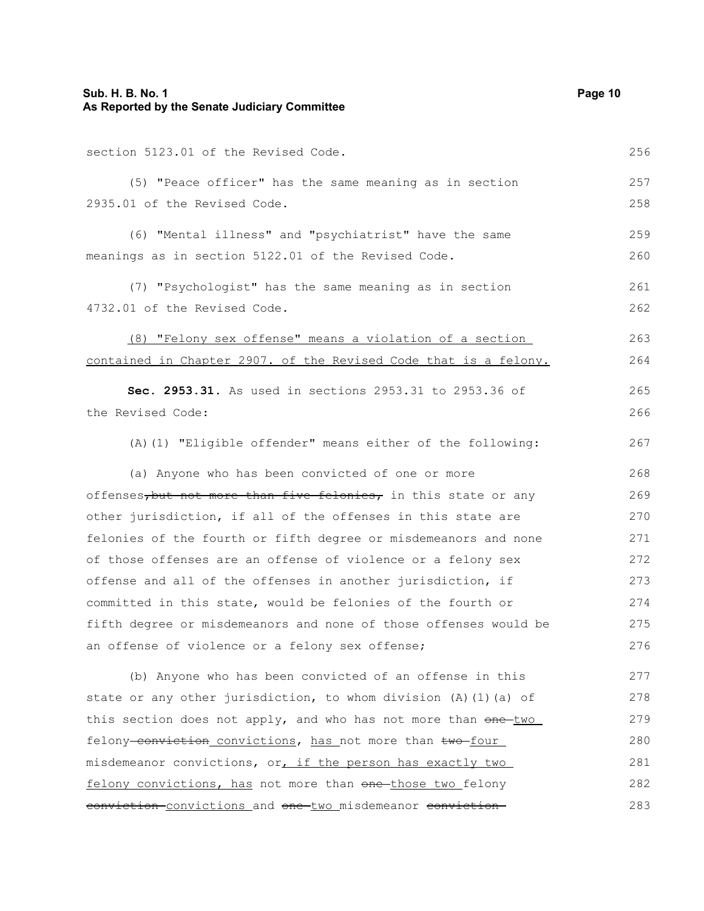section 5123.01 of the Revised Code.

(5) "Peace officer" has the same meaning as in section 2935.01 of the Revised Code.

(6) "Mental illness" and "psychiatrist" have the same meanings as in section 5122.01 of the Revised Code.

(7) "Psychologist" has the same meaning as in section 4732.01 of the Revised Code.

<u>(8) "Felony sex offense" means a violation of a section contained in Chapter 2907. of the Revised Code that is a felony.</u>

**Sec. 2953.31.** As used in sections 2953.31 to 2953.36 of the Revised Code:

(A)(1) "Eligible offender" means either of the following:

(a) Anyone who has been convicted of one or more offenses~~, but not more than five felonies,~~ in this state or any other jurisdiction, if all of the offenses in this state are felonies of the fourth or fifth degree or misdemeanors and none of those offenses are an offense of violence or a felony sex offense and all of the offenses in another jurisdiction, if committed in this state, would be felonies of the fourth or fifth degree or misdemeanors and none of those offenses would be an offense of violence or a felony sex offense;

(b) Anyone who has been convicted of an offense in this state or any other jurisdiction, to whom division (A)(1)(a) of this section does not apply, and who has not more than ~~one~~ <u>two</u> felony ~~conviction~~ <u>convictions</u>, <u>has</u> not more than ~~two~~ <u>four</u> misdemeanor convictions, or<u>, if the person has exactly two felony convictions, has</u> not more than ~~one~~ <u>those two</u> felony ~~conviction~~ <u>convictions</u> and ~~one~~ <u>two</u> misdemeanor ~~conviction~~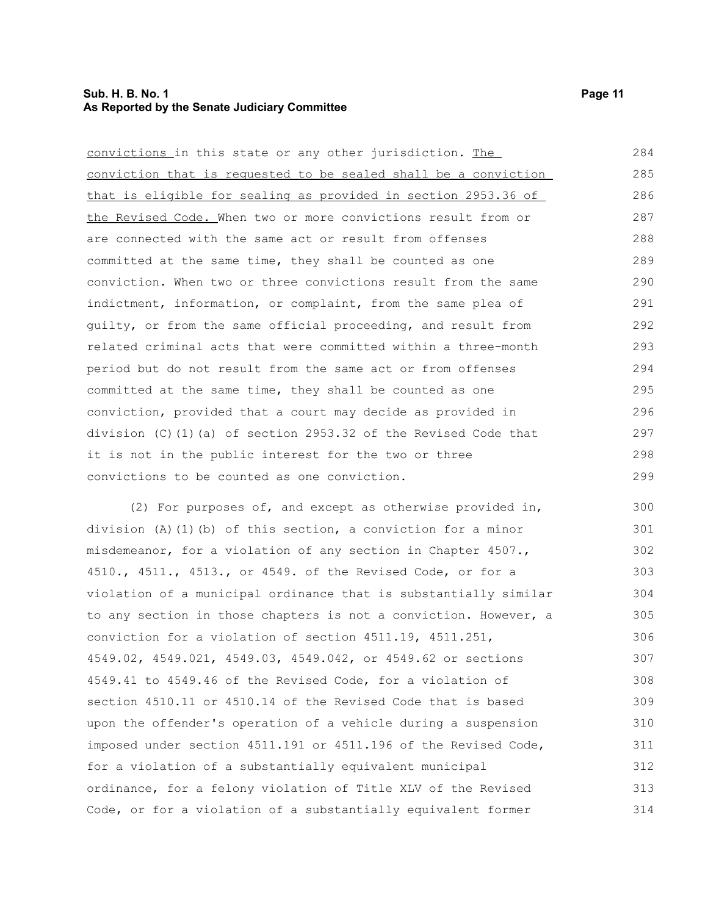convictions in this state or any other jurisdiction. The conviction that is requested to be sealed shall be a conviction that is eligible for sealing as provided in section 2953.36 of the Revised Code. When two or more convictions result from or are connected with the same act or result from offenses committed at the same time, they shall be counted as one conviction. When two or three convictions result from the same indictment, information, or complaint, from the same plea of guilty, or from the same official proceeding, and result from related criminal acts that were committed within a three-month period but do not result from the same act or from offenses committed at the same time, they shall be counted as one conviction, provided that a court may decide as provided in division (C)(1)(a) of section 2953.32 of the Revised Code that it is not in the public interest for the two or three convictions to be counted as one conviction.

(2) For purposes of, and except as otherwise provided in, division (A)(1)(b) of this section, a conviction for a minor misdemeanor, for a violation of any section in Chapter 4507., 4510., 4511., 4513., or 4549. of the Revised Code, or for a violation of a municipal ordinance that is substantially similar to any section in those chapters is not a conviction. However, a conviction for a violation of section 4511.19, 4511.251, 4549.02, 4549.021, 4549.03, 4549.042, or 4549.62 or sections 4549.41 to 4549.46 of the Revised Code, for a violation of section 4510.11 or 4510.14 of the Revised Code that is based upon the offender's operation of a vehicle during a suspension imposed under section 4511.191 or 4511.196 of the Revised Code, for a violation of a substantially equivalent municipal ordinance, for a felony violation of Title XLV of the Revised Code, or for a violation of a substantially equivalent former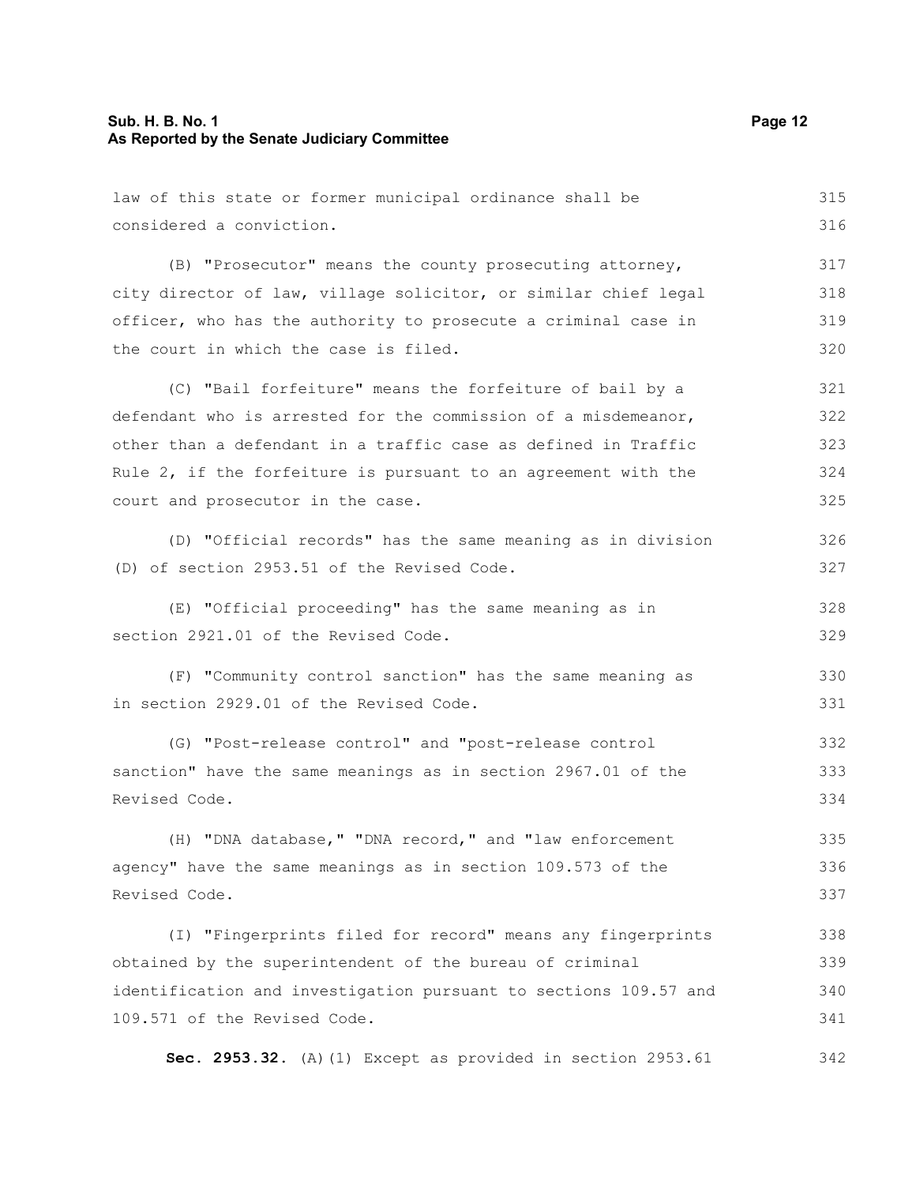law of this state or former municipal ordinance shall be considered a conviction.

(B) "Prosecutor" means the county prosecuting attorney, city director of law, village solicitor, or similar chief legal officer, who has the authority to prosecute a criminal case in the court in which the case is filed.

(C) "Bail forfeiture" means the forfeiture of bail by a defendant who is arrested for the commission of a misdemeanor, other than a defendant in a traffic case as defined in Traffic Rule 2, if the forfeiture is pursuant to an agreement with the court and prosecutor in the case.

(D) "Official records" has the same meaning as in division (D) of section 2953.51 of the Revised Code.

(E) "Official proceeding" has the same meaning as in section 2921.01 of the Revised Code.

(F) "Community control sanction" has the same meaning as in section 2929.01 of the Revised Code.

(G) "Post-release control" and "post-release control sanction" have the same meanings as in section 2967.01 of the Revised Code.

(H) "DNA database," "DNA record," and "law enforcement agency" have the same meanings as in section 109.573 of the Revised Code.

(I) "Fingerprints filed for record" means any fingerprints obtained by the superintendent of the bureau of criminal identification and investigation pursuant to sections 109.57 and 109.571 of the Revised Code.

**Sec. 2953.32.** (A)(1) Except as provided in section 2953.61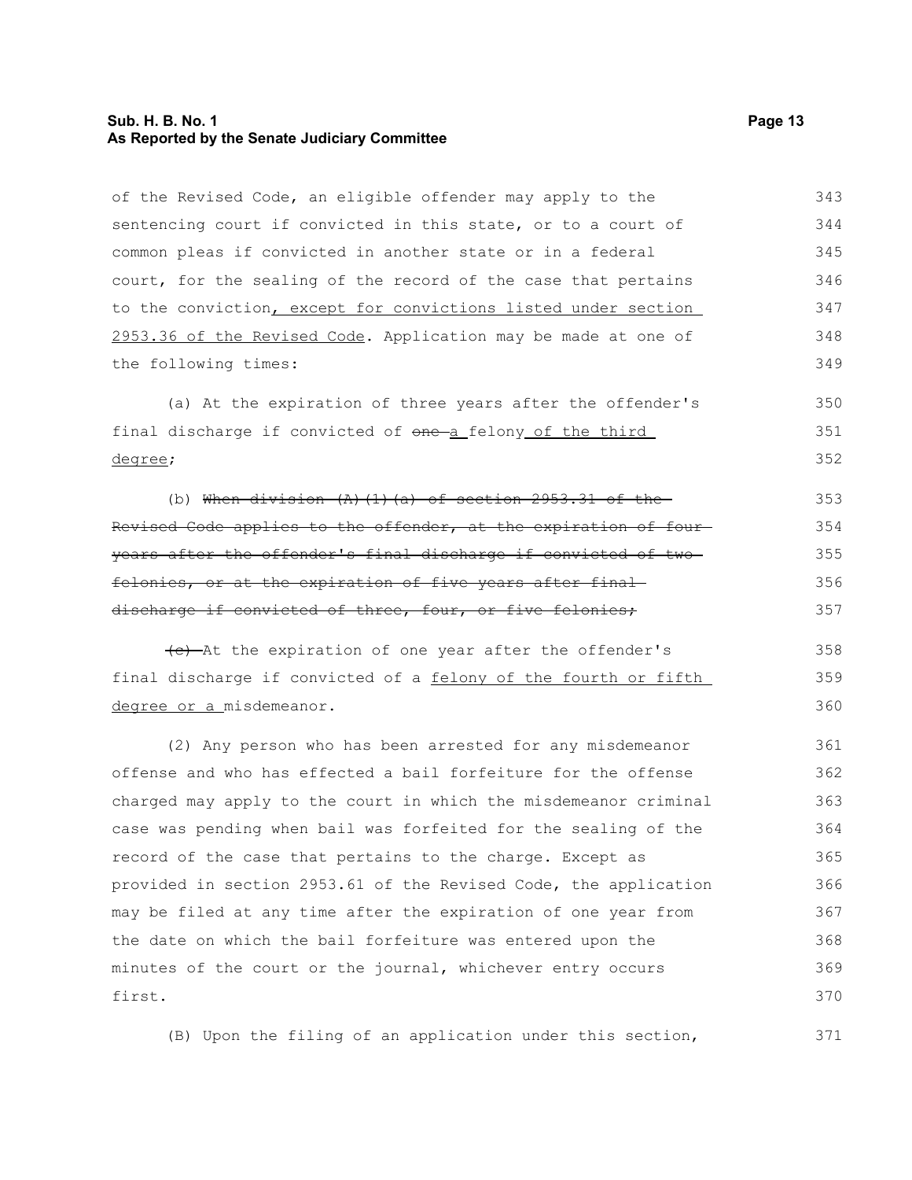of the Revised Code, an eligible offender may apply to the sentencing court if convicted in this state, or to a court of common pleas if convicted in another state or in a federal court, for the sealing of the record of the case that pertains to the conviction<u>, except for convictions listed under section 2953.36 of the Revised Code</u>. Application may be made at one of the following times:

(a) At the expiration of three years after the offender's final discharge if convicted of ~~one~~ <u>a</u> felony<u> of the third degree</u>;

(b) ~~When division (A)(1)(a) of section 2953.31 of the Revised Code applies to the offender, at the expiration of four years after the offender's final discharge if convicted of two felonies, or at the expiration of five years after final discharge if convicted of three, four, or five felonies;~~

~~(c)~~ At the expiration of one year after the offender's final discharge if convicted of a <u>felony of the fourth or fifth degree or a </u>misdemeanor.

(2) Any person who has been arrested for any misdemeanor offense and who has effected a bail forfeiture for the offense charged may apply to the court in which the misdemeanor criminal case was pending when bail was forfeited for the sealing of the record of the case that pertains to the charge. Except as provided in section 2953.61 of the Revised Code, the application may be filed at any time after the expiration of one year from the date on which the bail forfeiture was entered upon the minutes of the court or the journal, whichever entry occurs first.

(B) Upon the filing of an application under this section,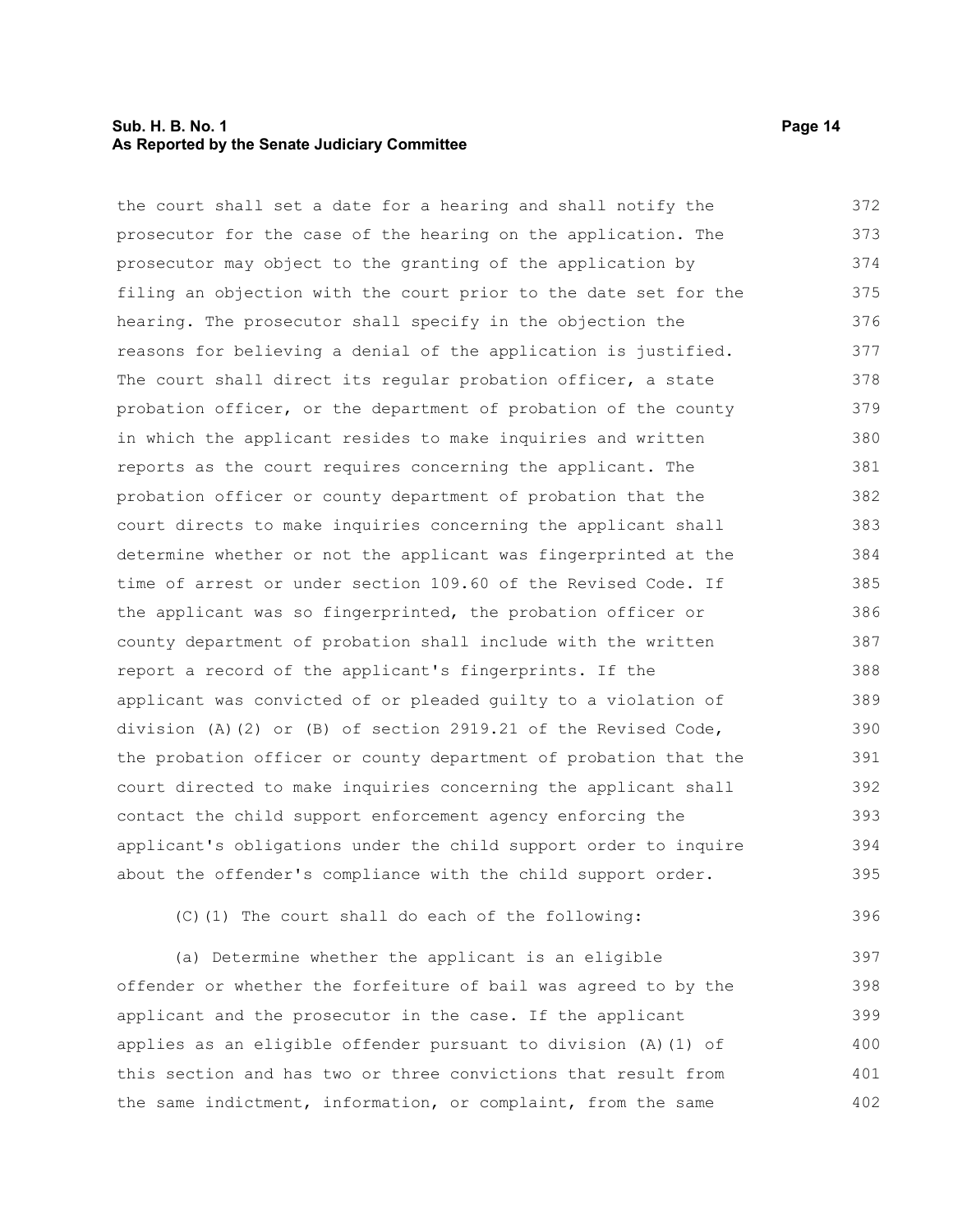the court shall set a date for a hearing and shall notify the prosecutor for the case of the hearing on the application. The prosecutor may object to the granting of the application by filing an objection with the court prior to the date set for the hearing. The prosecutor shall specify in the objection the reasons for believing a denial of the application is justified. The court shall direct its regular probation officer, a state probation officer, or the department of probation of the county in which the applicant resides to make inquiries and written reports as the court requires concerning the applicant. The probation officer or county department of probation that the court directs to make inquiries concerning the applicant shall determine whether or not the applicant was fingerprinted at the time of arrest or under section 109.60 of the Revised Code. If the applicant was so fingerprinted, the probation officer or county department of probation shall include with the written report a record of the applicant's fingerprints. If the applicant was convicted of or pleaded guilty to a violation of division (A)(2) or (B) of section 2919.21 of the Revised Code, the probation officer or county department of probation that the court directed to make inquiries concerning the applicant shall contact the child support enforcement agency enforcing the applicant's obligations under the child support order to inquire about the offender's compliance with the child support order.

(C)(1) The court shall do each of the following:

(a) Determine whether the applicant is an eligible offender or whether the forfeiture of bail was agreed to by the applicant and the prosecutor in the case. If the applicant applies as an eligible offender pursuant to division (A)(1) of this section and has two or three convictions that result from the same indictment, information, or complaint, from the same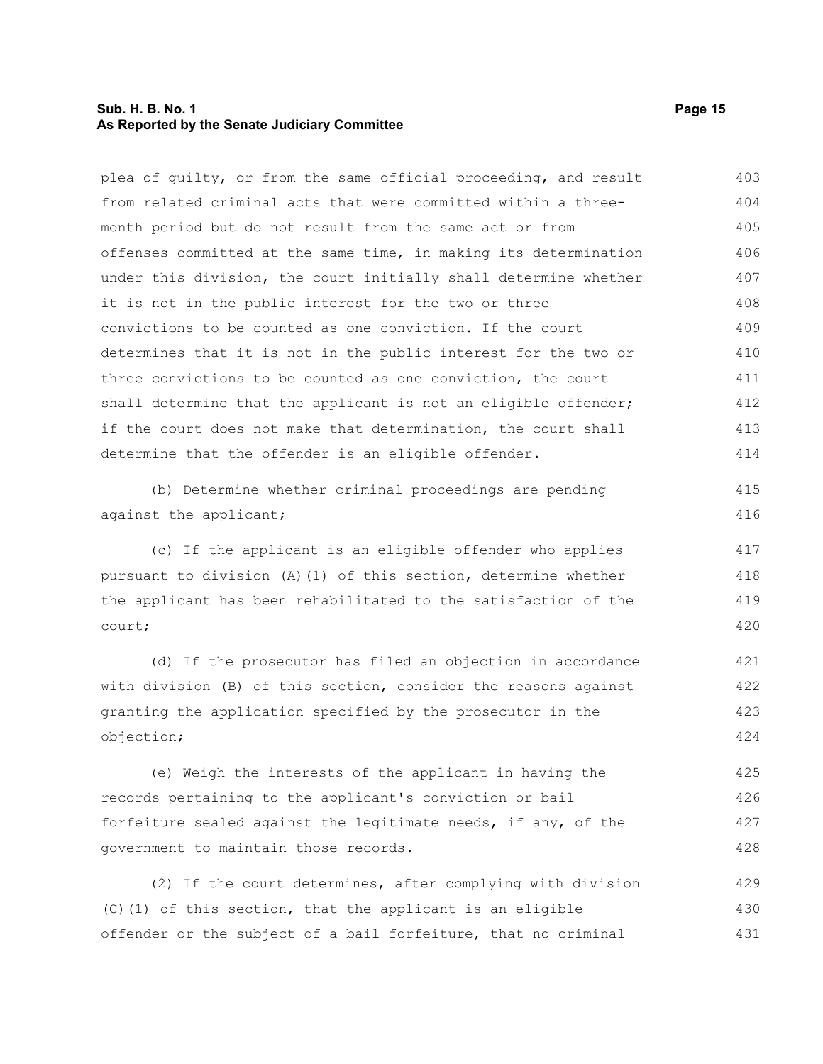plea of guilty, or from the same official proceeding, and result from related criminal acts that were committed within a three-month period but do not result from the same act or from offenses committed at the same time, in making its determination under this division, the court initially shall determine whether it is not in the public interest for the two or three convictions to be counted as one conviction. If the court determines that it is not in the public interest for the two or three convictions to be counted as one conviction, the court shall determine that the applicant is not an eligible offender; if the court does not make that determination, the court shall determine that the offender is an eligible offender.

(b) Determine whether criminal proceedings are pending against the applicant;

(c) If the applicant is an eligible offender who applies pursuant to division (A)(1) of this section, determine whether the applicant has been rehabilitated to the satisfaction of the court;

(d) If the prosecutor has filed an objection in accordance with division (B) of this section, consider the reasons against granting the application specified by the prosecutor in the objection;

(e) Weigh the interests of the applicant in having the records pertaining to the applicant's conviction or bail forfeiture sealed against the legitimate needs, if any, of the government to maintain those records.

(2) If the court determines, after complying with division (C)(1) of this section, that the applicant is an eligible offender or the subject of a bail forfeiture, that no criminal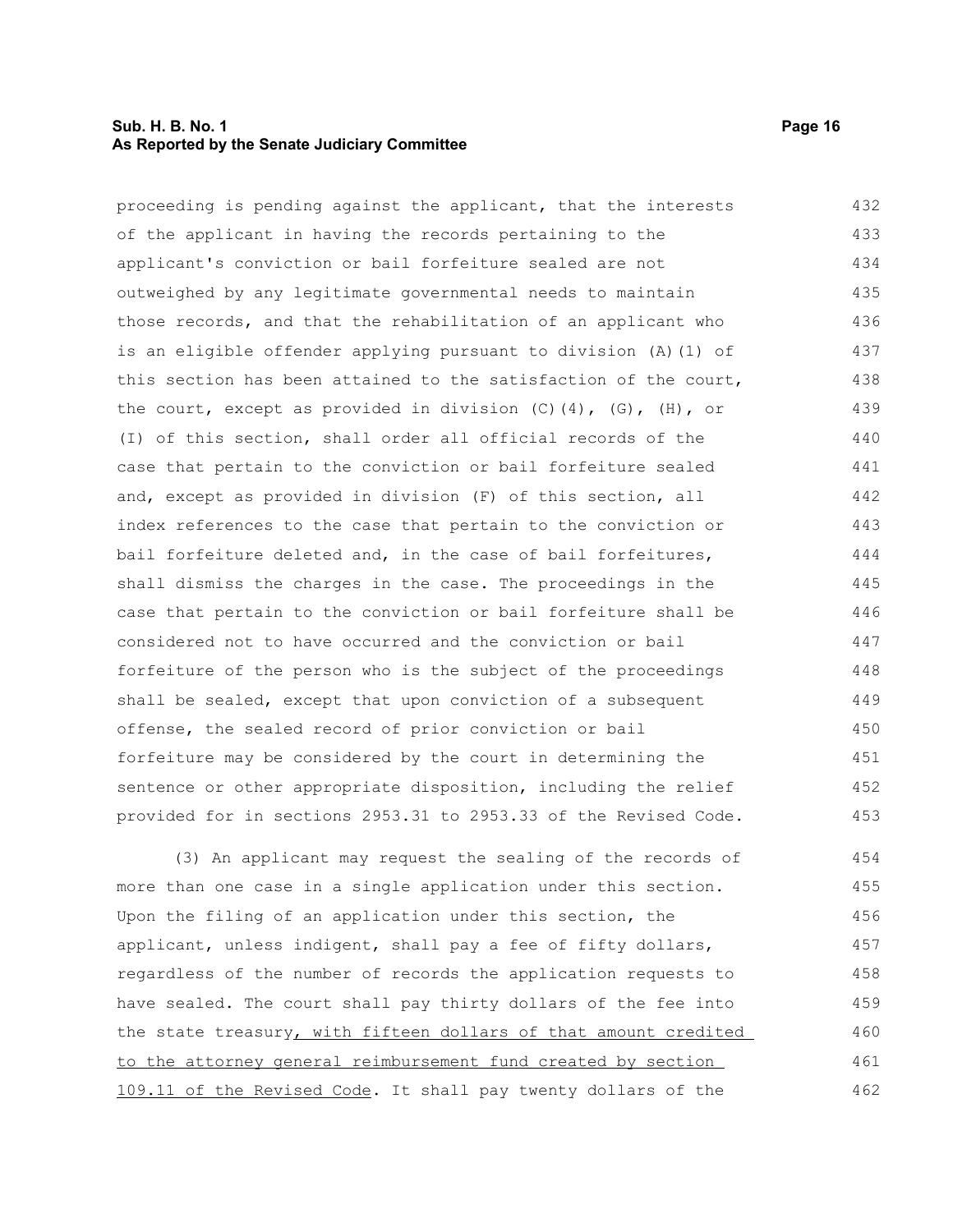proceeding is pending against the applicant, that the interests of the applicant in having the records pertaining to the applicant's conviction or bail forfeiture sealed are not outweighed by any legitimate governmental needs to maintain those records, and that the rehabilitation of an applicant who is an eligible offender applying pursuant to division (A)(1) of this section has been attained to the satisfaction of the court, the court, except as provided in division (C)(4), (G), (H), or (I) of this section, shall order all official records of the case that pertain to the conviction or bail forfeiture sealed and, except as provided in division (F) of this section, all index references to the case that pertain to the conviction or bail forfeiture deleted and, in the case of bail forfeitures, shall dismiss the charges in the case. The proceedings in the case that pertain to the conviction or bail forfeiture shall be considered not to have occurred and the conviction or bail forfeiture of the person who is the subject of the proceedings shall be sealed, except that upon conviction of a subsequent offense, the sealed record of prior conviction or bail forfeiture may be considered by the court in determining the sentence or other appropriate disposition, including the relief provided for in sections 2953.31 to 2953.33 of the Revised Code.

(3) An applicant may request the sealing of the records of more than one case in a single application under this section. Upon the filing of an application under this section, the applicant, unless indigent, shall pay a fee of fifty dollars, regardless of the number of records the application requests to have sealed. The court shall pay thirty dollars of the fee into the state treasury<u>, with fifteen dollars of that amount credited to the attorney general reimbursement fund created by section 109.11 of the Revised Code</u>. It shall pay twenty dollars of the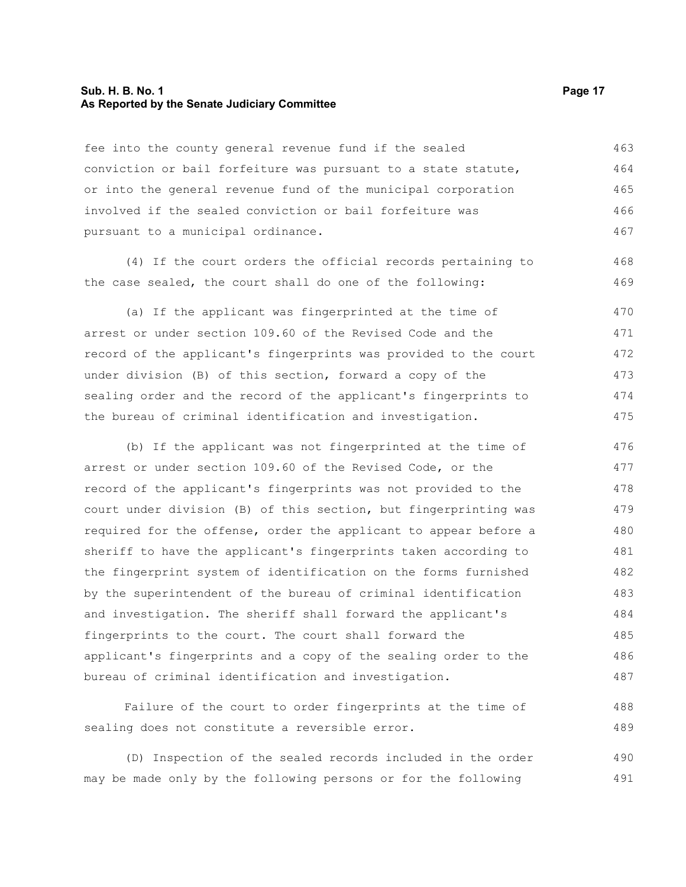fee into the county general revenue fund if the sealed conviction or bail forfeiture was pursuant to a state statute, or into the general revenue fund of the municipal corporation involved if the sealed conviction or bail forfeiture was pursuant to a municipal ordinance.

(4) If the court orders the official records pertaining to the case sealed, the court shall do one of the following:

(a) If the applicant was fingerprinted at the time of arrest or under section 109.60 of the Revised Code and the record of the applicant's fingerprints was provided to the court under division (B) of this section, forward a copy of the sealing order and the record of the applicant's fingerprints to the bureau of criminal identification and investigation.

(b) If the applicant was not fingerprinted at the time of arrest or under section 109.60 of the Revised Code, or the record of the applicant's fingerprints was not provided to the court under division (B) of this section, but fingerprinting was required for the offense, order the applicant to appear before a sheriff to have the applicant's fingerprints taken according to the fingerprint system of identification on the forms furnished by the superintendent of the bureau of criminal identification and investigation. The sheriff shall forward the applicant's fingerprints to the court. The court shall forward the applicant's fingerprints and a copy of the sealing order to the bureau of criminal identification and investigation.

Failure of the court to order fingerprints at the time of sealing does not constitute a reversible error.

(D) Inspection of the sealed records included in the order may be made only by the following persons or for the following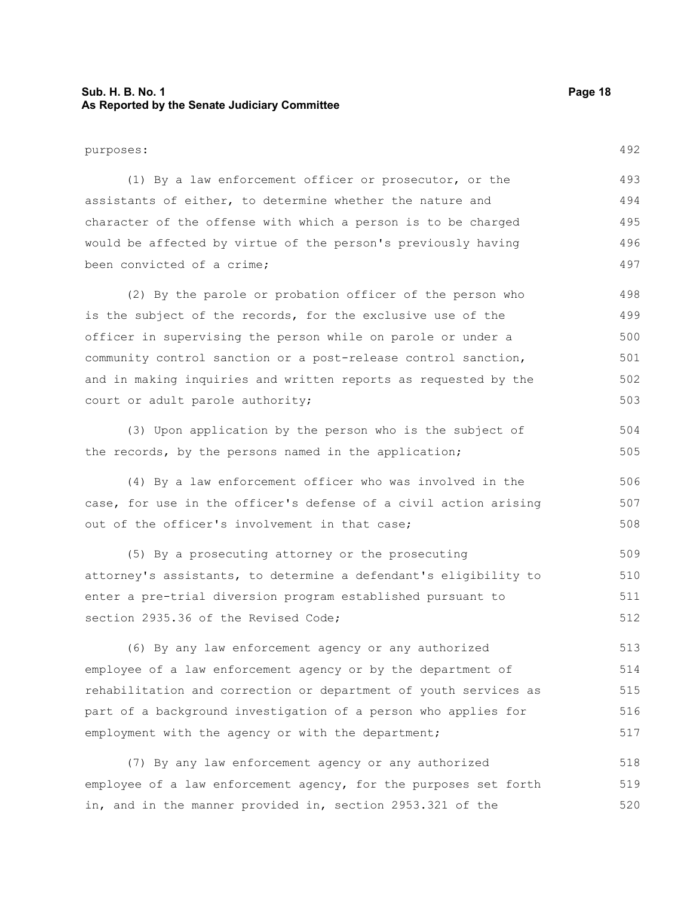purposes:

(1) By a law enforcement officer or prosecutor, or the assistants of either, to determine whether the nature and character of the offense with which a person is to be charged would be affected by virtue of the person's previously having been convicted of a crime;

(2) By the parole or probation officer of the person who is the subject of the records, for the exclusive use of the officer in supervising the person while on parole or under a community control sanction or a post-release control sanction, and in making inquiries and written reports as requested by the court or adult parole authority;

(3) Upon application by the person who is the subject of the records, by the persons named in the application;

(4) By a law enforcement officer who was involved in the case, for use in the officer's defense of a civil action arising out of the officer's involvement in that case;

(5) By a prosecuting attorney or the prosecuting attorney's assistants, to determine a defendant's eligibility to enter a pre-trial diversion program established pursuant to section 2935.36 of the Revised Code;

(6) By any law enforcement agency or any authorized employee of a law enforcement agency or by the department of rehabilitation and correction or department of youth services as part of a background investigation of a person who applies for employment with the agency or with the department;

(7) By any law enforcement agency or any authorized employee of a law enforcement agency, for the purposes set forth in, and in the manner provided in, section 2953.321 of the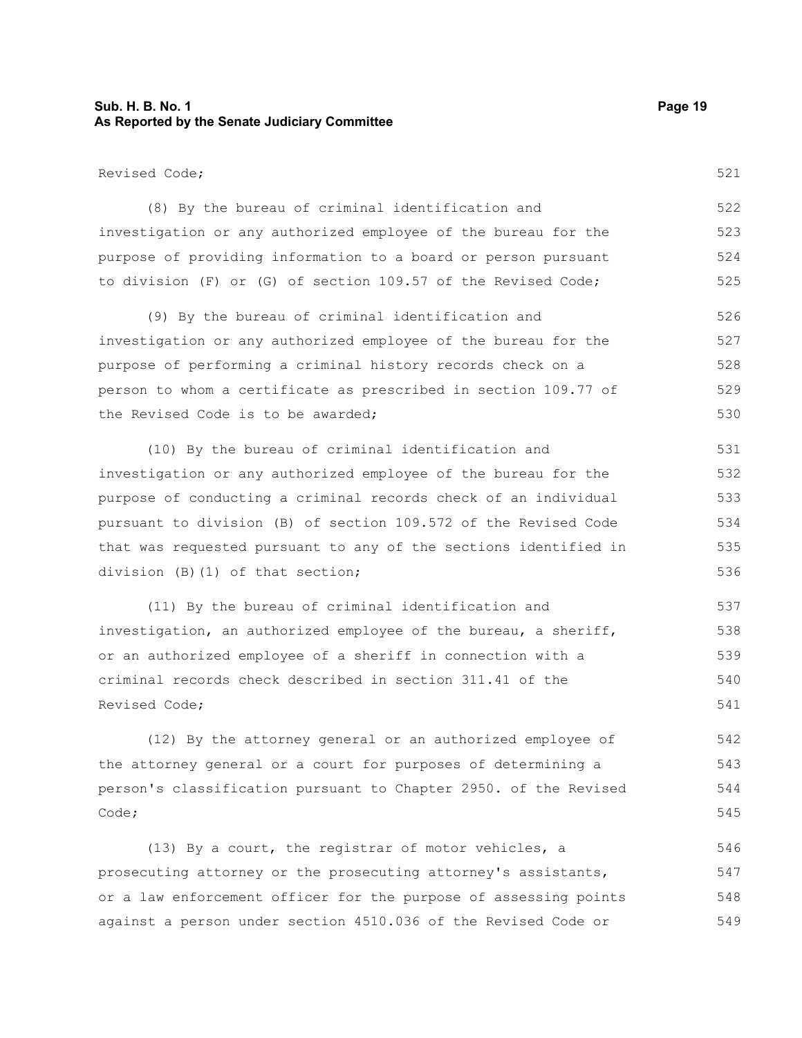Revised Code;

(8) By the bureau of criminal identification and investigation or any authorized employee of the bureau for the purpose of providing information to a board or person pursuant to division (F) or (G) of section 109.57 of the Revised Code;

(9) By the bureau of criminal identification and investigation or any authorized employee of the bureau for the purpose of performing a criminal history records check on a person to whom a certificate as prescribed in section 109.77 of the Revised Code is to be awarded;

(10) By the bureau of criminal identification and investigation or any authorized employee of the bureau for the purpose of conducting a criminal records check of an individual pursuant to division (B) of section 109.572 of the Revised Code that was requested pursuant to any of the sections identified in division (B)(1) of that section;

(11) By the bureau of criminal identification and investigation, an authorized employee of the bureau, a sheriff, or an authorized employee of a sheriff in connection with a criminal records check described in section 311.41 of the Revised Code;

(12) By the attorney general or an authorized employee of the attorney general or a court for purposes of determining a person's classification pursuant to Chapter 2950. of the Revised Code;

(13) By a court, the registrar of motor vehicles, a prosecuting attorney or the prosecuting attorney's assistants, or a law enforcement officer for the purpose of assessing points against a person under section 4510.036 of the Revised Code or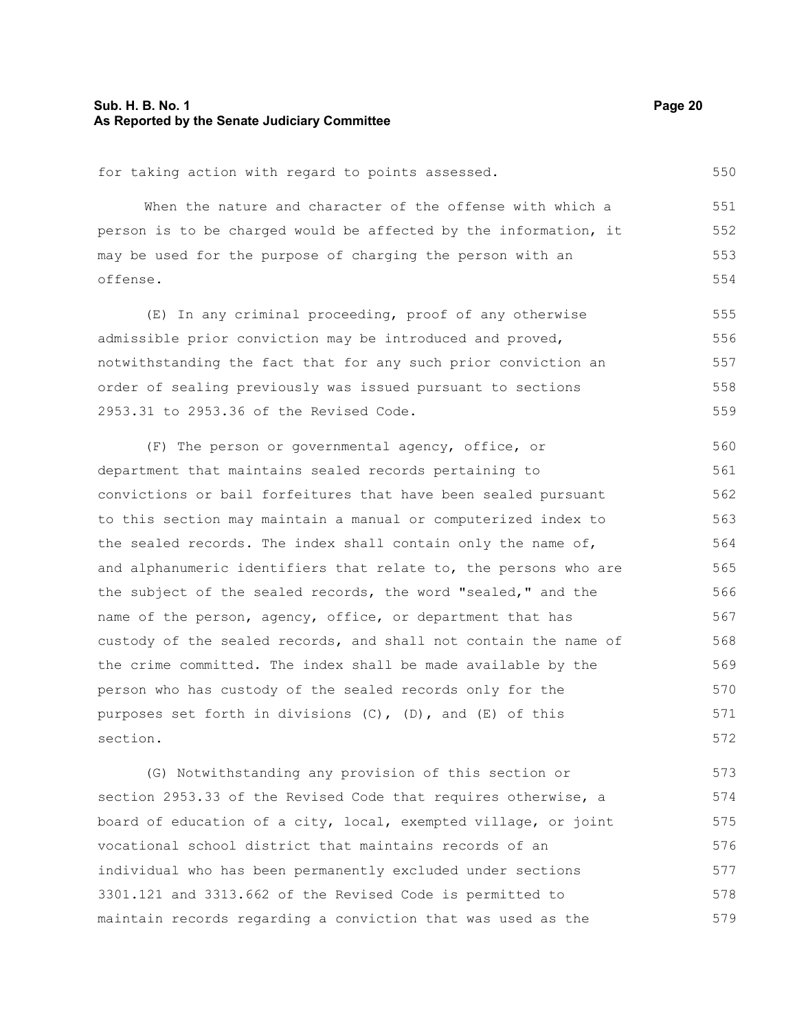for taking action with regard to points assessed.

When the nature and character of the offense with which a person is to be charged would be affected by the information, it may be used for the purpose of charging the person with an offense.

(E) In any criminal proceeding, proof of any otherwise admissible prior conviction may be introduced and proved, notwithstanding the fact that for any such prior conviction an order of sealing previously was issued pursuant to sections 2953.31 to 2953.36 of the Revised Code.

(F) The person or governmental agency, office, or department that maintains sealed records pertaining to convictions or bail forfeitures that have been sealed pursuant to this section may maintain a manual or computerized index to the sealed records. The index shall contain only the name of, and alphanumeric identifiers that relate to, the persons who are the subject of the sealed records, the word "sealed," and the name of the person, agency, office, or department that has custody of the sealed records, and shall not contain the name of the crime committed. The index shall be made available by the person who has custody of the sealed records only for the purposes set forth in divisions (C), (D), and (E) of this section.

(G) Notwithstanding any provision of this section or section 2953.33 of the Revised Code that requires otherwise, a board of education of a city, local, exempted village, or joint vocational school district that maintains records of an individual who has been permanently excluded under sections 3301.121 and 3313.662 of the Revised Code is permitted to maintain records regarding a conviction that was used as the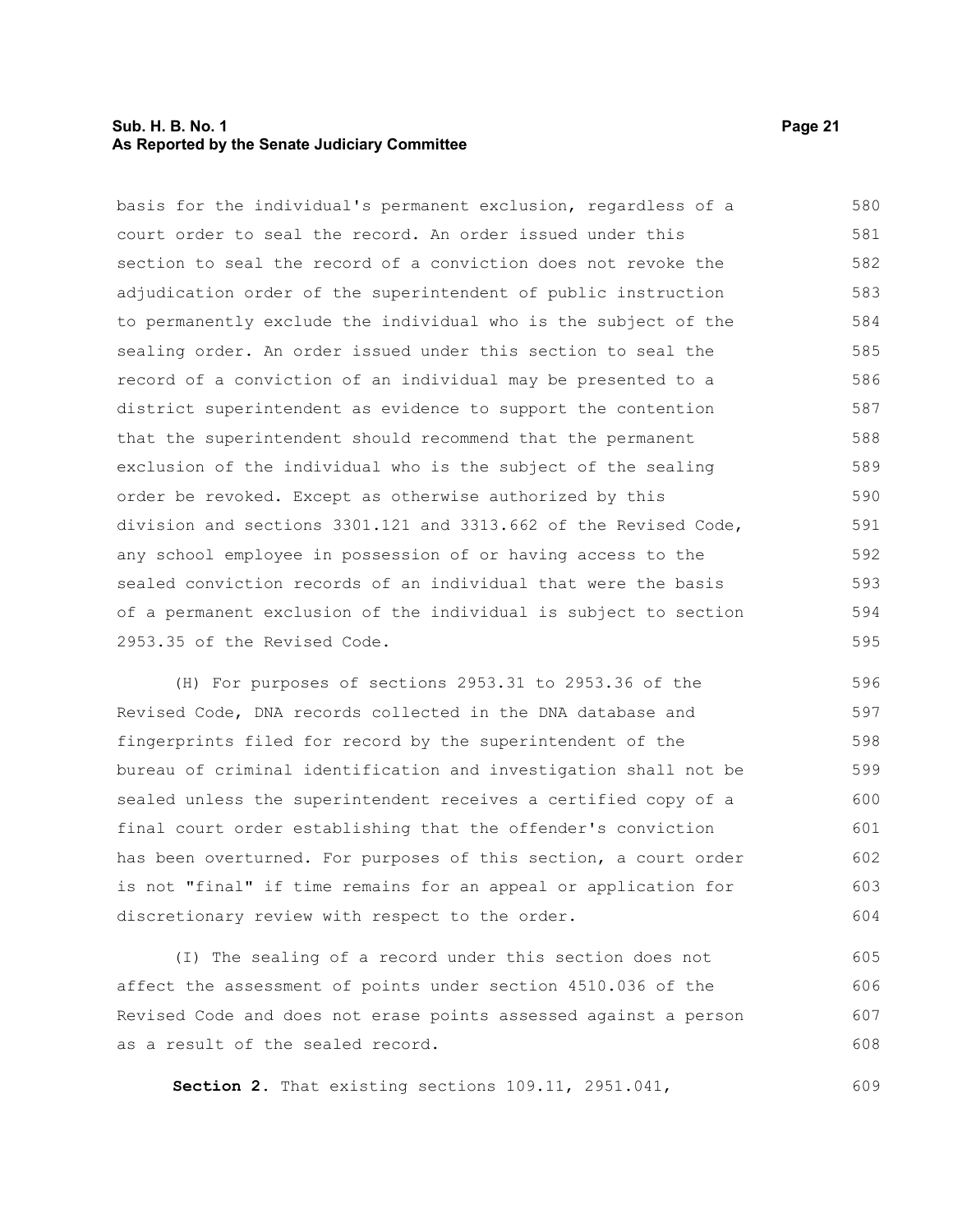basis for the individual's permanent exclusion, regardless of a court order to seal the record. An order issued under this section to seal the record of a conviction does not revoke the adjudication order of the superintendent of public instruction to permanently exclude the individual who is the subject of the sealing order. An order issued under this section to seal the record of a conviction of an individual may be presented to a district superintendent as evidence to support the contention that the superintendent should recommend that the permanent exclusion of the individual who is the subject of the sealing order be revoked. Except as otherwise authorized by this division and sections 3301.121 and 3313.662 of the Revised Code, any school employee in possession of or having access to the sealed conviction records of an individual that were the basis of a permanent exclusion of the individual is subject to section 2953.35 of the Revised Code.

(H) For purposes of sections 2953.31 to 2953.36 of the Revised Code, DNA records collected in the DNA database and fingerprints filed for record by the superintendent of the bureau of criminal identification and investigation shall not be sealed unless the superintendent receives a certified copy of a final court order establishing that the offender's conviction has been overturned. For purposes of this section, a court order is not "final" if time remains for an appeal or application for discretionary review with respect to the order.

(I) The sealing of a record under this section does not affect the assessment of points under section 4510.036 of the Revised Code and does not erase points assessed against a person as a result of the sealed record.

**Section 2.** That existing sections 109.11, 2951.041,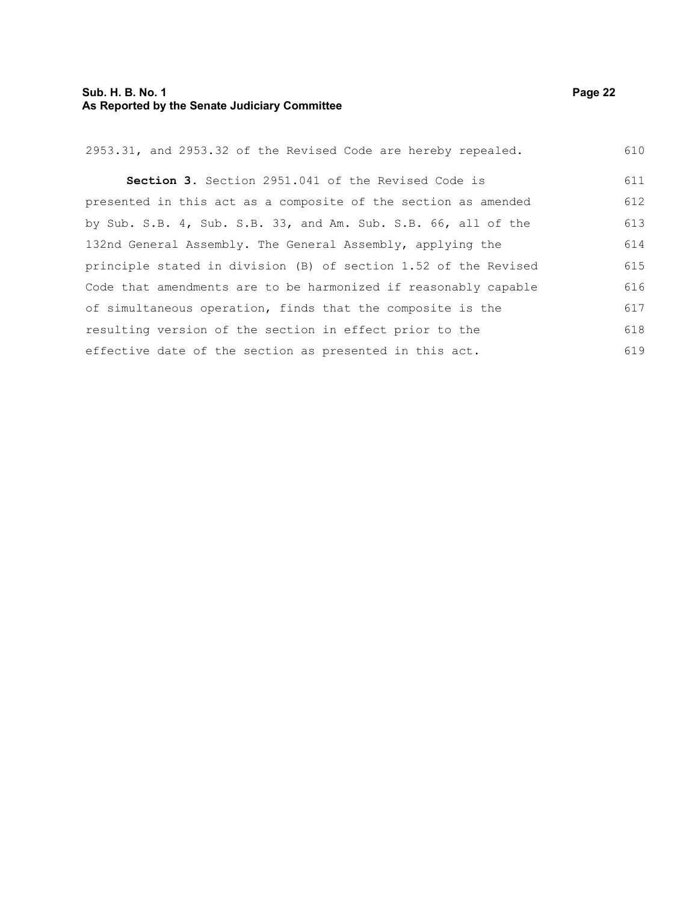2953.31, and 2953.32 of the Revised Code are hereby repealed.

**Section 3.** Section 2951.041 of the Revised Code is presented in this act as a composite of the section as amended by Sub. S.B. 4, Sub. S.B. 33, and Am. Sub. S.B. 66, all of the 132nd General Assembly. The General Assembly, applying the principle stated in division (B) of section 1.52 of the Revised Code that amendments are to be harmonized if reasonably capable of simultaneous operation, finds that the composite is the resulting version of the section in effect prior to the effective date of the section as presented in this act.